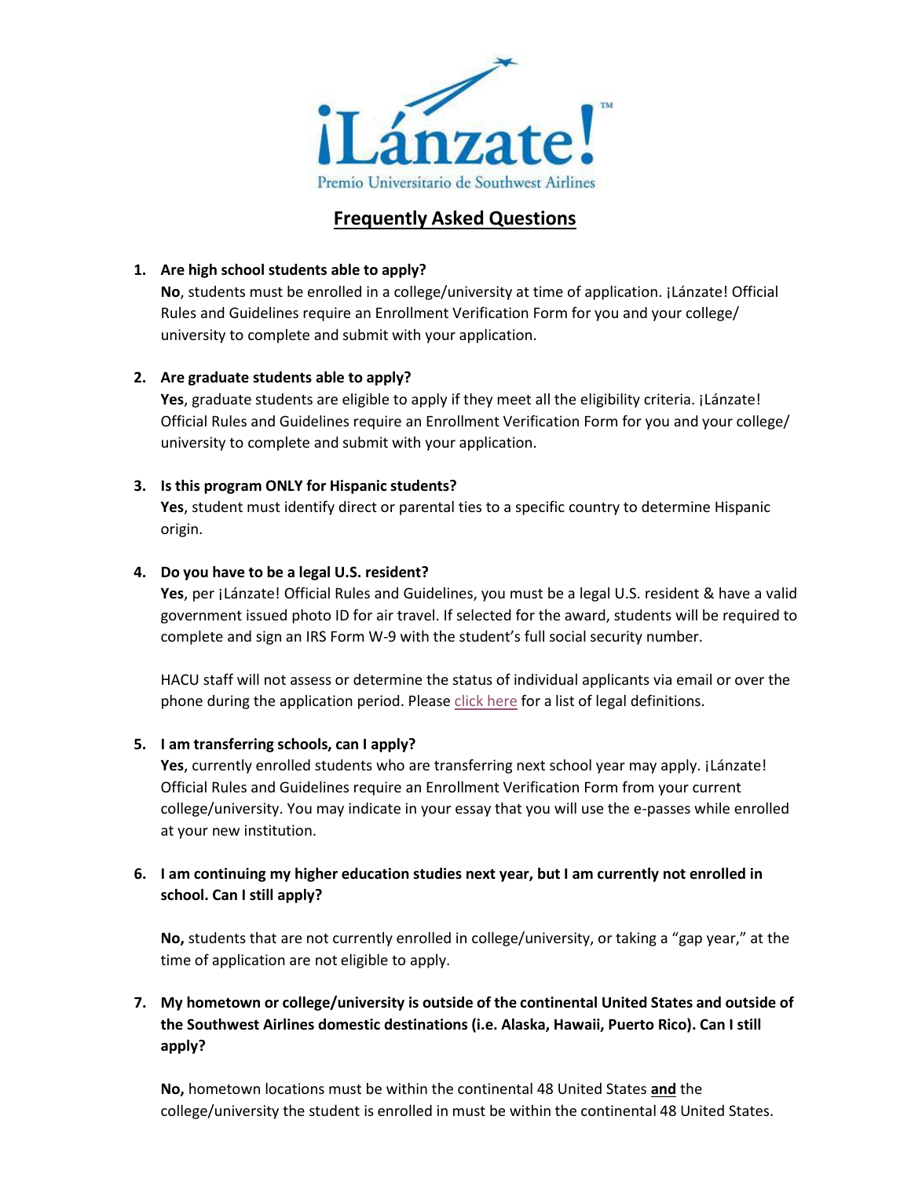¡Lánzate!™

Premio Universitario de Southwest Airlines

# Frequently Asked Questions

1. **Are high school students able to apply?**
   **No**, students must be enrolled in a college/university at time of application. ¡Lánzate! Official Rules and Guidelines require an Enrollment Verification Form for you and your college/ university to complete and submit with your application.

2. **Are graduate students able to apply?**
   **Yes**, graduate students are eligible to apply if they meet all the eligibility criteria. ¡Lánzate! Official Rules and Guidelines require an Enrollment Verification Form for you and your college/ university to complete and submit with your application.

3. **Is this program ONLY for Hispanic students?**
   **Yes**, student must identify direct or parental ties to a specific country to determine Hispanic origin.

4. **Do you have to be a legal U.S. resident?**
   **Yes**, per ¡Lánzate! Official Rules and Guidelines, you must be a legal U.S. resident & have a valid government issued photo ID for air travel. If selected for the award, students will be required to complete and sign an IRS Form W-9 with the student's full social security number.

   HACU staff will not assess or determine the status of individual applicants via email or over the phone during the application period. Please click here for a list of legal definitions.

5. **I am transferring schools, can I apply?**
   **Yes**, currently enrolled students who are transferring next school year may apply. ¡Lánzate! Official Rules and Guidelines require an Enrollment Verification Form from your current college/university. You may indicate in your essay that you will use the e-passes while enrolled at your new institution.

6. **I am continuing my higher education studies next year, but I am currently not enrolled in school. Can I still apply?**

   **No,** students that are not currently enrolled in college/university, or taking a "gap year," at the time of application are not eligible to apply.

7. **My hometown or college/university is outside of the continental United States and outside of the Southwest Airlines domestic destinations (i.e. Alaska, Hawaii, Puerto Rico). Can I still apply?**

   **No,** hometown locations must be within the continental 48 United States **and** the college/university the student is enrolled in must be within the continental 48 United States.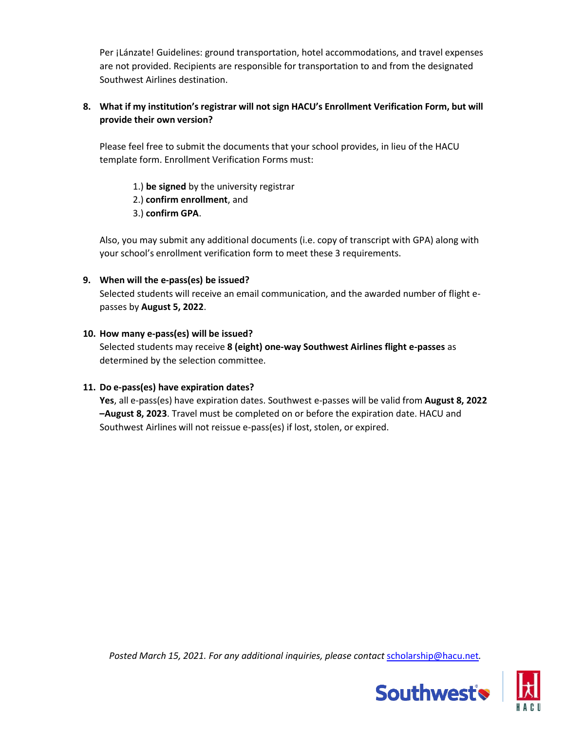Per ¡Lánzate! Guidelines: ground transportation, hotel accommodations, and travel expenses are not provided. Recipients are responsible for transportation to and from the designated Southwest Airlines destination.

**8. What if my institution's registrar will not sign HACU's Enrollment Verification Form, but will provide their own version?**

Please feel free to submit the documents that your school provides, in lieu of the HACU template form. Enrollment Verification Forms must:

1.) **be signed** by the university registrar
2.) **confirm enrollment**, and
3.) **confirm GPA**.

Also, you may submit any additional documents (i.e. copy of transcript with GPA) along with your school's enrollment verification form to meet these 3 requirements.

**9. When will the e-pass(es) be issued?**

Selected students will receive an email communication, and the awarded number of flight e-passes by **August 5, 2022**.

**10. How many e-pass(es) will be issued?**

Selected students may receive **8 (eight) one-way Southwest Airlines flight e-passes** as determined by the selection committee.

**11. Do e-pass(es) have expiration dates?**

**Yes**, all e-pass(es) have expiration dates. Southwest e-passes will be valid from **August 8, 2022 –August 8, 2023**. Travel must be completed on or before the expiration date. HACU and Southwest Airlines will not reissue e-pass(es) if lost, stolen, or expired.

*Posted March 15, 2021. For any additional inquiries, please contact* scholarship@hacu.net*.*